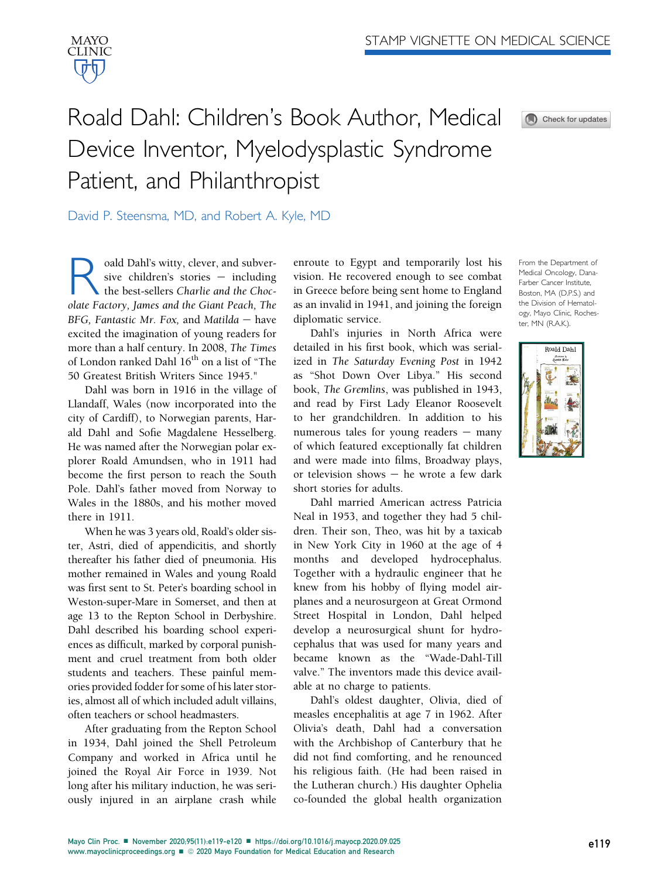STAMP VIGNETTE ON MEDICAL SCIENCE

# Roald Dahl: Children's Book Author, Medical Device Inventor, Myelodysplastic Syndrome Patient, and Philanthropist

David P. Steensma, MD, and Robert A. Kyle, MD

From the Department of Medical Oncology, Dana-Farber Cancer Institute, Boston, MA (D.P.S.) and the Division of Hematology, Mayo Clinic, Rochester, MN (R.A.K.).

Roald Dahl's witty, clever, and subversive children's stories — including the best-sellers *Charlie and the Chocolate Factory, James and the Giant Peach, The BFG, Fantastic Mr. Fox,* and *Matilda* — have excited the imagination of young readers for more than a half century. In 2008, *The Times* of London ranked Dahl 16th on a list of "The 50 Greatest British Writers Since 1945."

Dahl was born in 1916 in the village of Llandaff, Wales (now incorporated into the city of Cardiff), to Norwegian parents, Harald Dahl and Sofie Magdalene Hesselberg. He was named after the Norwegian polar explorer Roald Amundsen, who in 1911 had become the first person to reach the South Pole. Dahl's father moved from Norway to Wales in the 1880s, and his mother moved there in 1911.

When he was 3 years old, Roald's older sister, Astri, died of appendicitis, and shortly thereafter his father died of pneumonia. His mother remained in Wales and young Roald was first sent to St. Peter's boarding school in Weston-super-Mare in Somerset, and then at age 13 to the Repton School in Derbyshire. Dahl described his boarding school experiences as difficult, marked by corporal punishment and cruel treatment from both older students and teachers. These painful memories provided fodder for some of his later stories, almost all of which included adult villains, often teachers or school headmasters.

After graduating from the Repton School in 1934, Dahl joined the Shell Petroleum Company and worked in Africa until he joined the Royal Air Force in 1939. Not long after his military induction, he was seriously injured in an airplane crash while enroute to Egypt and temporarily lost his vision. He recovered enough to see combat in Greece before being sent home to England as an invalid in 1941, and joining the foreign diplomatic service.

Dahl's injuries in North Africa were detailed in his first book, which was serialized in *The Saturday Evening Post* in 1942 as "Shot Down Over Libya." His second book, *The Gremlins*, was published in 1943, and read by First Lady Eleanor Roosevelt to her grandchildren. In addition to his numerous tales for young readers — many of which featured exceptionally fat children and were made into films, Broadway plays, or television shows — he wrote a few dark short stories for adults.

Dahl married American actress Patricia Neal in 1953, and together they had 5 children. Their son, Theo, was hit by a taxicab in New York City in 1960 at the age of 4 months and developed hydrocephalus. Together with a hydraulic engineer that he knew from his hobby of flying model airplanes and a neurosurgeon at Great Ormond Street Hospital in London, Dahl helped develop a neurosurgical shunt for hydrocephalus that was used for many years and became known as the "Wade-Dahl-Till valve." The inventors made this device available at no charge to patients.

Dahl's oldest daughter, Olivia, died of measles encephalitis at age 7 in 1962. After Olivia's death, Dahl had a conversation with the Archbishop of Canterbury that he did not find comforting, and he renounced his religious faith. (He had been raised in the Lutheran church.) His daughter Ophelia co-founded the global health organization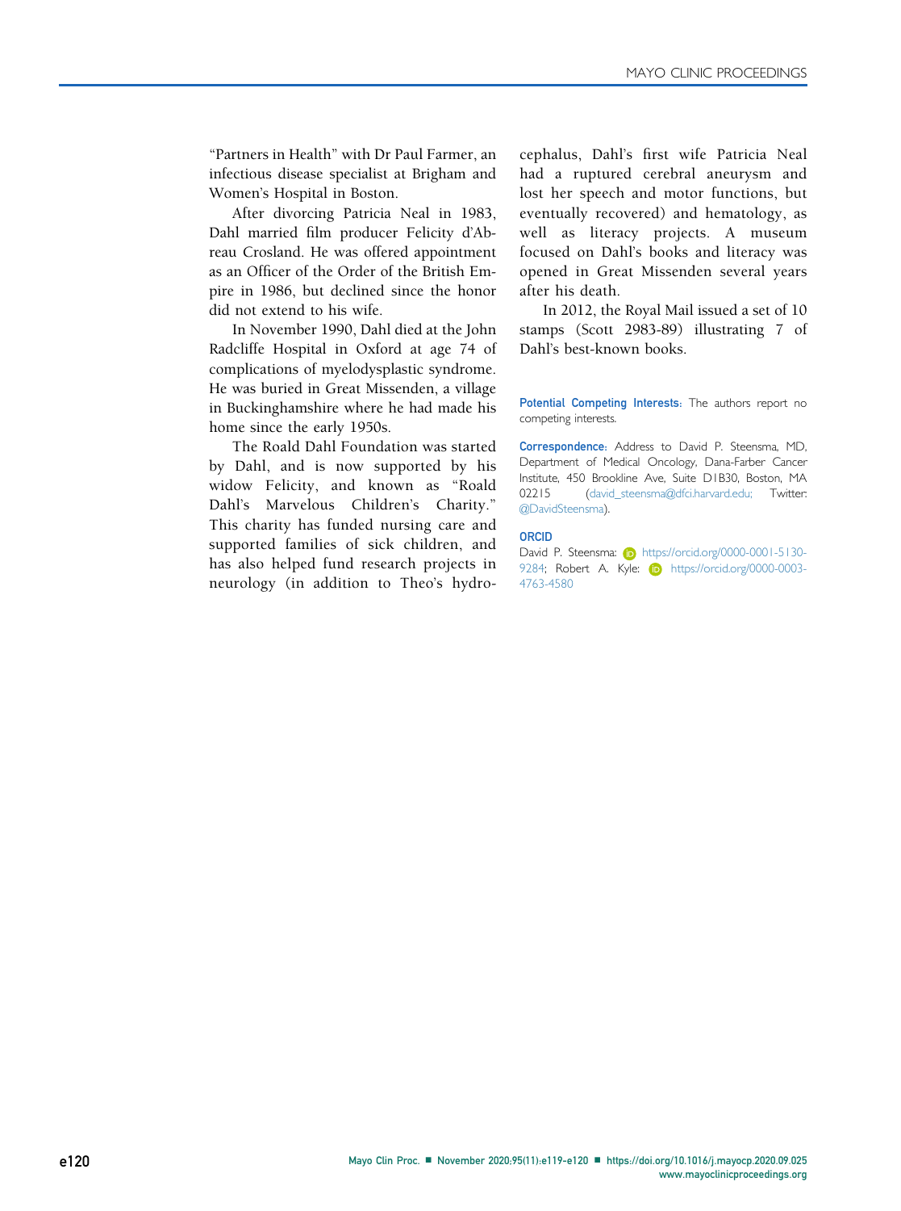"Partners in Health" with Dr Paul Farmer, an infectious disease specialist at Brigham and Women's Hospital in Boston.

After divorcing Patricia Neal in 1983, Dahl married film producer Felicity d'Abreau Crosland. He was offered appointment as an Officer of the Order of the British Empire in 1986, but declined since the honor did not extend to his wife.

In November 1990, Dahl died at the John Radcliffe Hospital in Oxford at age 74 of complications of myelodysplastic syndrome. He was buried in Great Missenden, a village in Buckinghamshire where he had made his home since the early 1950s.

The Roald Dahl Foundation was started by Dahl, and is now supported by his widow Felicity, and known as "Roald Dahl's Marvelous Children's Charity." This charity has funded nursing care and supported families of sick children, and has also helped fund research projects in neurology (in addition to Theo's hydrocephalus, Dahl's first wife Patricia Neal had a ruptured cerebral aneurysm and lost her speech and motor functions, but eventually recovered) and hematology, as well as literacy projects. A museum focused on Dahl's books and literacy was opened in Great Missenden several years after his death.

In 2012, the Royal Mail issued a set of 10 stamps (Scott 2983-89) illustrating 7 of Dahl's best-known books.

**Potential Competing Interests:** The authors report no competing interests.

**Correspondence:** Address to David P. Steensma, MD, Department of Medical Oncology, Dana-Farber Cancer Institute, 450 Brookline Ave, Suite D1B30, Boston, MA 02215 (david_steensma@dfci.harvard.edu; Twitter: @DavidSteensma).

**ORCID**

David P. Steensma: https://orcid.org/0000-0001-5130-9284; Robert A. Kyle: https://orcid.org/0000-0003-4763-4580